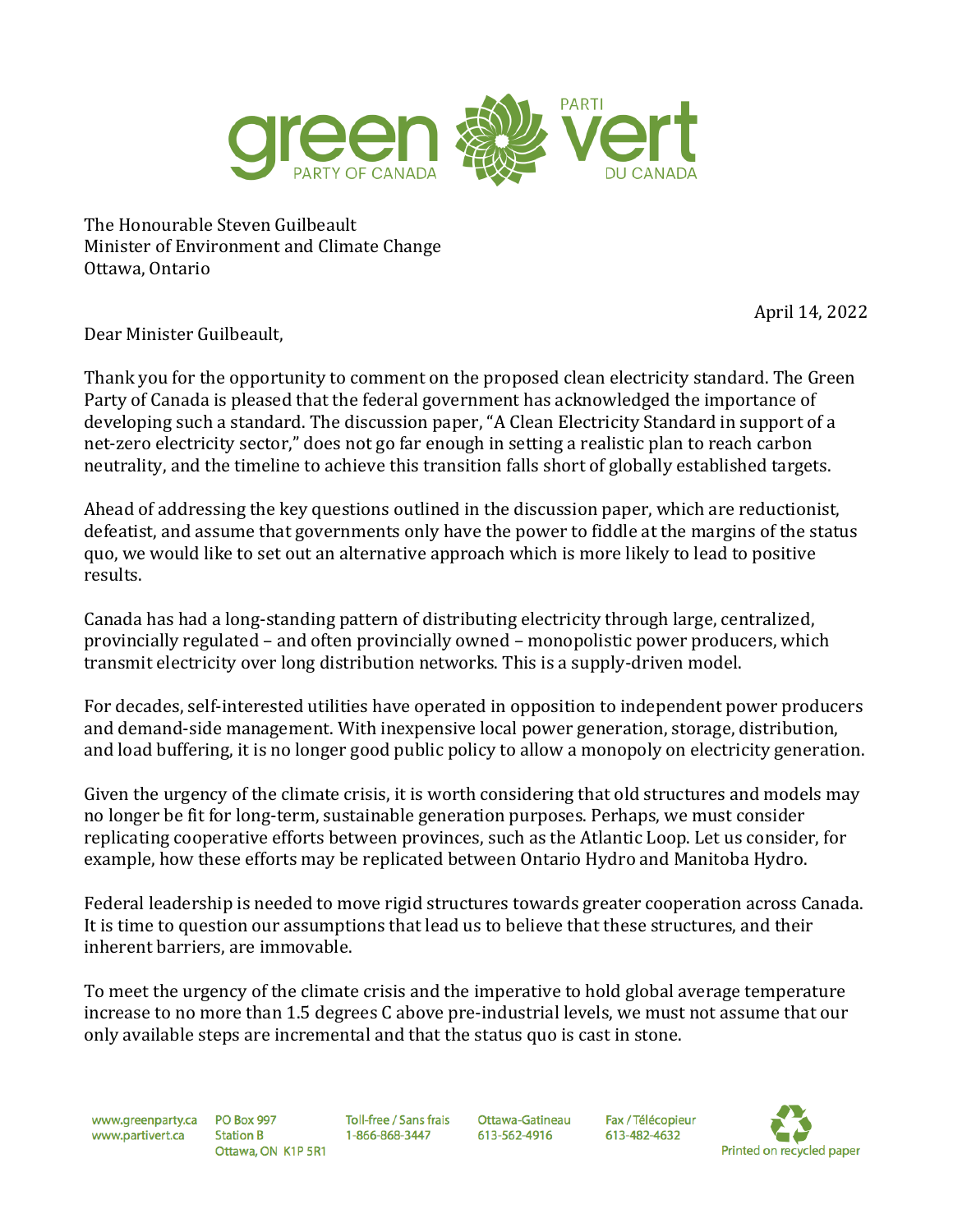The Honourable Steven Guilbeault
Minister of Environment and Climate Change
Ottawa, Ontario

April 14, 2022

Dear Minister Guilbeault,

Thank you for the opportunity to comment on the proposed clean electricity standard. The Green Party of Canada is pleased that the federal government has acknowledged the importance of developing such a standard. The discussion paper, "A Clean Electricity Standard in support of a net-zero electricity sector," does not go far enough in setting a realistic plan to reach carbon neutrality, and the timeline to achieve this transition falls short of globally established targets.

Ahead of addressing the key questions outlined in the discussion paper, which are reductionist, defeatist, and assume that governments only have the power to fiddle at the margins of the status quo, we would like to set out an alternative approach which is more likely to lead to positive results.

Canada has had a long-standing pattern of distributing electricity through large, centralized, provincially regulated – and often provincially owned – monopolistic power producers, which transmit electricity over long distribution networks. This is a supply-driven model.

For decades, self-interested utilities have operated in opposition to independent power producers and demand-side management. With inexpensive local power generation, storage, distribution, and load buffering, it is no longer good public policy to allow a monopoly on electricity generation.

Given the urgency of the climate crisis, it is worth considering that old structures and models may no longer be fit for long-term, sustainable generation purposes. Perhaps, we must consider replicating cooperative efforts between provinces, such as the Atlantic Loop. Let us consider, for example, how these efforts may be replicated between Ontario Hydro and Manitoba Hydro.

Federal leadership is needed to move rigid structures towards greater cooperation across Canada. It is time to question our assumptions that lead us to believe that these structures, and their inherent barriers, are immovable.

To meet the urgency of the climate crisis and the imperative to hold global average temperature increase to no more than 1.5 degrees C above pre-industrial levels, we must not assume that our only available steps are incremental and that the status quo is cast in stone.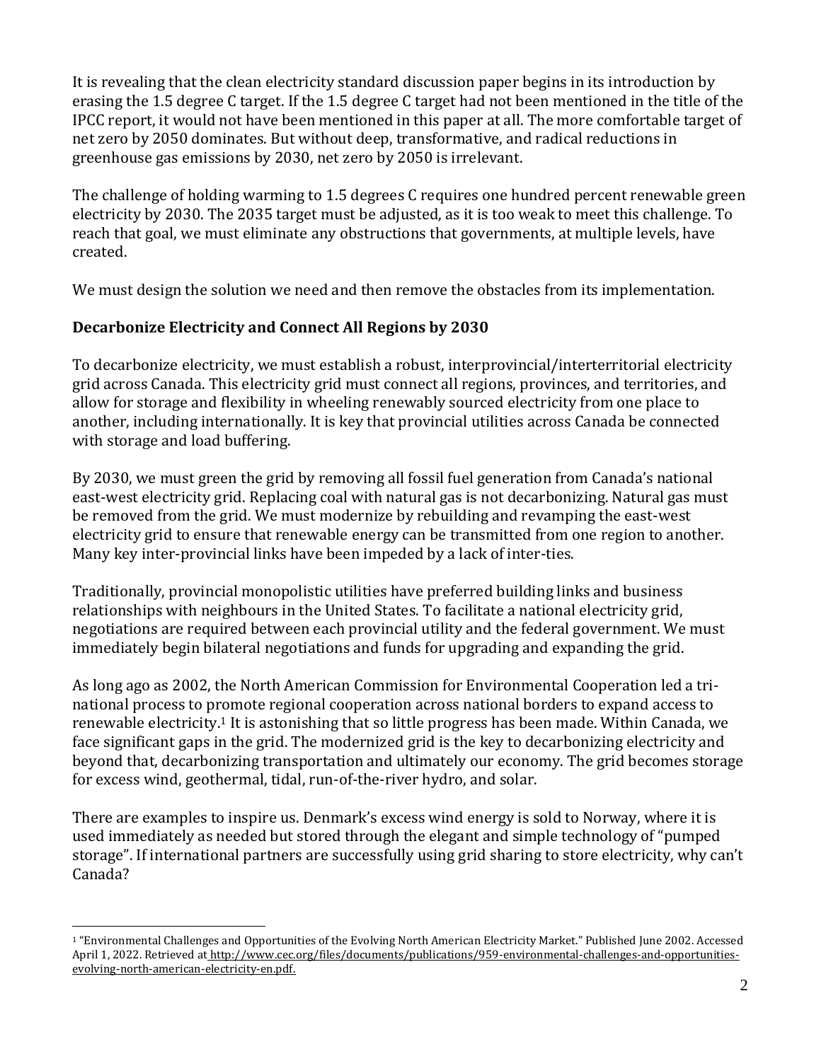It is revealing that the clean electricity standard discussion paper begins in its introduction by erasing the 1.5 degree C target. If the 1.5 degree C target had not been mentioned in the title of the IPCC report, it would not have been mentioned in this paper at all. The more comfortable target of net zero by 2050 dominates. But without deep, transformative, and radical reductions in greenhouse gas emissions by 2030, net zero by 2050 is irrelevant.

The challenge of holding warming to 1.5 degrees C requires one hundred percent renewable green electricity by 2030. The 2035 target must be adjusted, as it is too weak to meet this challenge. To reach that goal, we must eliminate any obstructions that governments, at multiple levels, have created.

We must design the solution we need and then remove the obstacles from its implementation.

## Decarbonize Electricity and Connect All Regions by 2030

To decarbonize electricity, we must establish a robust, interprovincial/interterritorial electricity grid across Canada. This electricity grid must connect all regions, provinces, and territories, and allow for storage and flexibility in wheeling renewably sourced electricity from one place to another, including internationally. It is key that provincial utilities across Canada be connected with storage and load buffering.

By 2030, we must green the grid by removing all fossil fuel generation from Canada's national east-west electricity grid. Replacing coal with natural gas is not decarbonizing. Natural gas must be removed from the grid. We must modernize by rebuilding and revamping the east-west electricity grid to ensure that renewable energy can be transmitted from one region to another. Many key inter-provincial links have been impeded by a lack of inter-ties.

Traditionally, provincial monopolistic utilities have preferred building links and business relationships with neighbours in the United States. To facilitate a national electricity grid, negotiations are required between each provincial utility and the federal government. We must immediately begin bilateral negotiations and funds for upgrading and expanding the grid.

As long ago as 2002, the North American Commission for Environmental Cooperation led a tri-national process to promote regional cooperation across national borders to expand access to renewable electricity.[1] It is astonishing that so little progress has been made. Within Canada, we face significant gaps in the grid. The modernized grid is the key to decarbonizing electricity and beyond that, decarbonizing transportation and ultimately our economy. The grid becomes storage for excess wind, geothermal, tidal, run-of-the-river hydro, and solar.

There are examples to inspire us. Denmark's excess wind energy is sold to Norway, where it is used immediately as needed but stored through the elegant and simple technology of "pumped storage". If international partners are successfully using grid sharing to store electricity, why can't Canada?

---

[1] "Environmental Challenges and Opportunities of the Evolving North American Electricity Market." Published June 2002. Accessed April 1, 2022. Retrieved at http://www.cec.org/files/documents/publications/959-environmental-challenges-and-opportunities-evolving-north-american-electricity-en.pdf.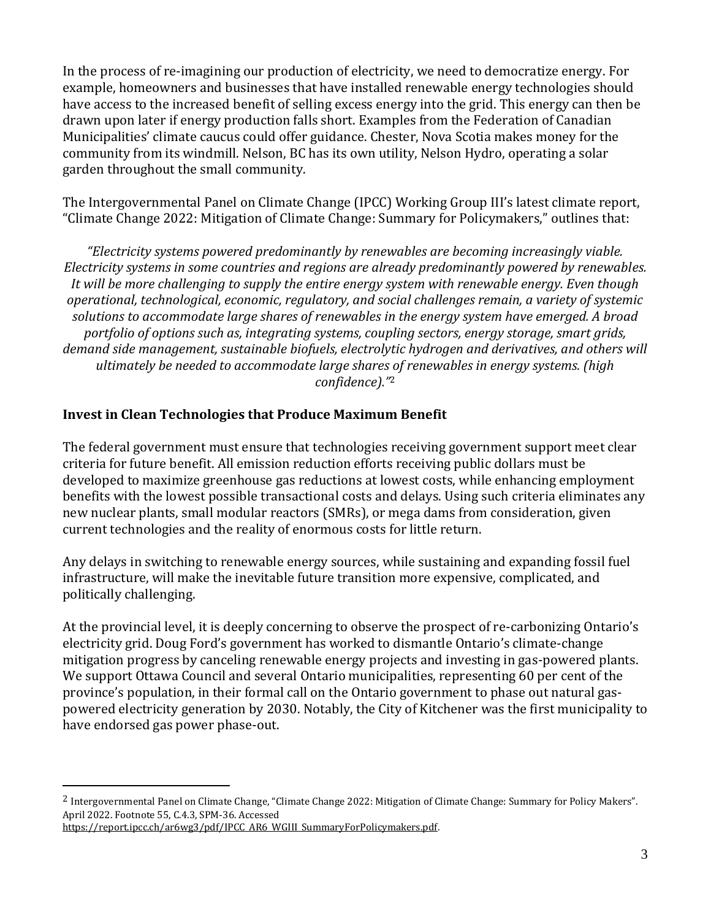In the process of re-imagining our production of electricity, we need to democratize energy. For example, homeowners and businesses that have installed renewable energy technologies should have access to the increased benefit of selling excess energy into the grid. This energy can then be drawn upon later if energy production falls short. Examples from the Federation of Canadian Municipalities' climate caucus could offer guidance. Chester, Nova Scotia makes money for the community from its windmill. Nelson, BC has its own utility, Nelson Hydro, operating a solar garden throughout the small community.

The Intergovernmental Panel on Climate Change (IPCC) Working Group III's latest climate report, "Climate Change 2022: Mitigation of Climate Change: Summary for Policymakers," outlines that:

> *"Electricity systems powered predominantly by renewables are becoming increasingly viable. Electricity systems in some countries and regions are already predominantly powered by renewables. It will be more challenging to supply the entire energy system with renewable energy. Even though operational, technological, economic, regulatory, and social challenges remain, a variety of systemic solutions to accommodate large shares of renewables in the energy system have emerged. A broad portfolio of options such as, integrating systems, coupling sectors, energy storage, smart grids, demand side management, sustainable biofuels, electrolytic hydrogen and derivatives, and others will ultimately be needed to accommodate large shares of renewables in energy systems. (high confidence)."*[2]

## Invest in Clean Technologies that Produce Maximum Benefit

The federal government must ensure that technologies receiving government support meet clear criteria for future benefit. All emission reduction efforts receiving public dollars must be developed to maximize greenhouse gas reductions at lowest costs, while enhancing employment benefits with the lowest possible transactional costs and delays. Using such criteria eliminates any new nuclear plants, small modular reactors (SMRs), or mega dams from consideration, given current technologies and the reality of enormous costs for little return.

Any delays in switching to renewable energy sources, while sustaining and expanding fossil fuel infrastructure, will make the inevitable future transition more expensive, complicated, and politically challenging.

At the provincial level, it is deeply concerning to observe the prospect of re-carbonizing Ontario's electricity grid. Doug Ford's government has worked to dismantle Ontario's climate-change mitigation progress by canceling renewable energy projects and investing in gas-powered plants. We support Ottawa Council and several Ontario municipalities, representing 60 per cent of the province's population, in their formal call on the Ontario government to phase out natural gas-powered electricity generation by 2030. Notably, the City of Kitchener was the first municipality to have endorsed gas power phase-out.

---

[2] Intergovernmental Panel on Climate Change, "Climate Change 2022: Mitigation of Climate Change: Summary for Policy Makers". April 2022. Footnote 55, C.4.3, SPM-36. Accessed https://report.ipcc.ch/ar6wg3/pdf/IPCC_AR6_WGIII_SummaryForPolicymakers.pdf.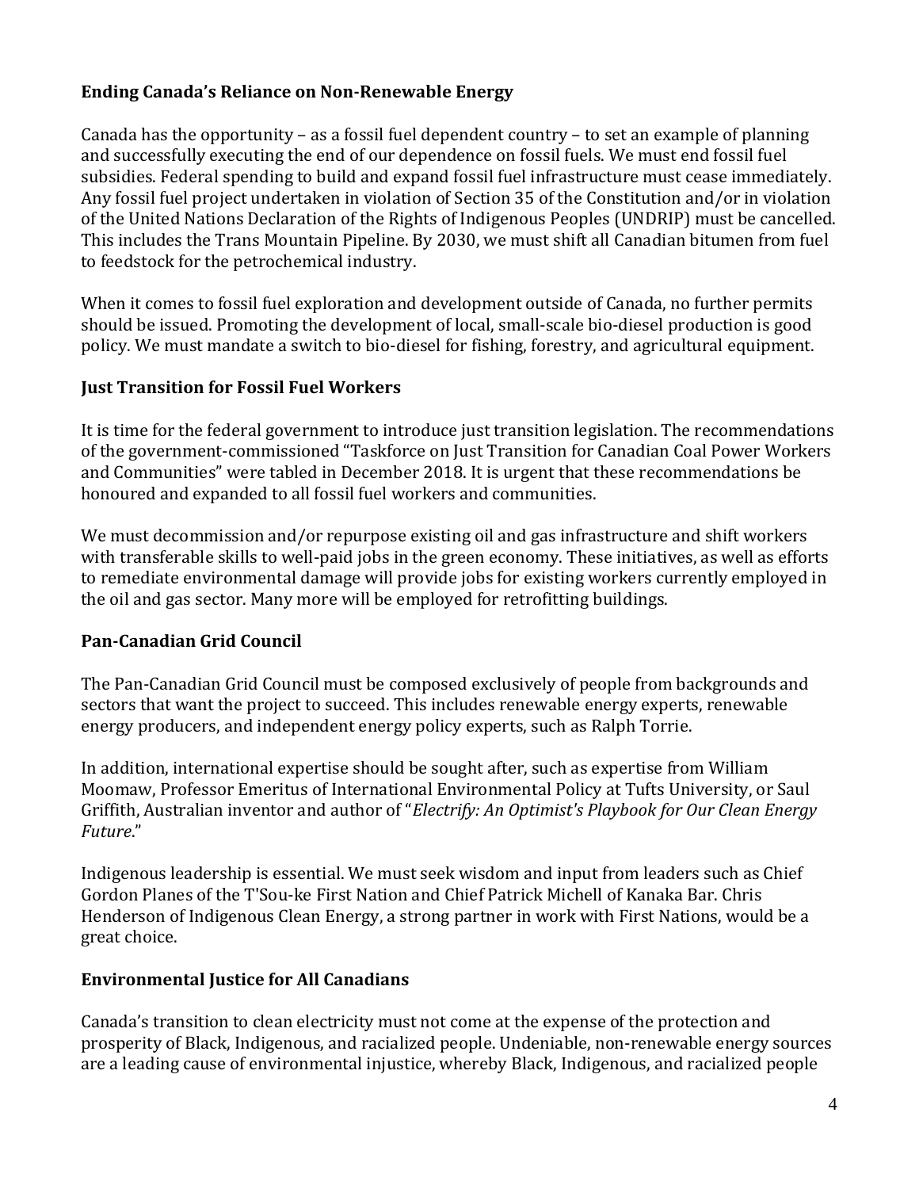**Ending Canada's Reliance on Non-Renewable Energy**

Canada has the opportunity – as a fossil fuel dependent country – to set an example of planning and successfully executing the end of our dependence on fossil fuels. We must end fossil fuel subsidies. Federal spending to build and expand fossil fuel infrastructure must cease immediately. Any fossil fuel project undertaken in violation of Section 35 of the Constitution and/or in violation of the United Nations Declaration of the Rights of Indigenous Peoples (UNDRIP) must be cancelled. This includes the Trans Mountain Pipeline. By 2030, we must shift all Canadian bitumen from fuel to feedstock for the petrochemical industry.

When it comes to fossil fuel exploration and development outside of Canada, no further permits should be issued. Promoting the development of local, small-scale bio-diesel production is good policy. We must mandate a switch to bio-diesel for fishing, forestry, and agricultural equipment.

**Just Transition for Fossil Fuel Workers**

It is time for the federal government to introduce just transition legislation. The recommendations of the government-commissioned "Taskforce on Just Transition for Canadian Coal Power Workers and Communities" were tabled in December 2018. It is urgent that these recommendations be honoured and expanded to all fossil fuel workers and communities.

We must decommission and/or repurpose existing oil and gas infrastructure and shift workers with transferable skills to well-paid jobs in the green economy. These initiatives, as well as efforts to remediate environmental damage will provide jobs for existing workers currently employed in the oil and gas sector. Many more will be employed for retrofitting buildings.

**Pan-Canadian Grid Council**

The Pan-Canadian Grid Council must be composed exclusively of people from backgrounds and sectors that want the project to succeed. This includes renewable energy experts, renewable energy producers, and independent energy policy experts, such as Ralph Torrie.

In addition, international expertise should be sought after, such as expertise from William Moomaw, Professor Emeritus of International Environmental Policy at Tufts University, or Saul Griffith, Australian inventor and author of "*Electrify: An Optimist's Playbook for Our Clean Energy Future*."

Indigenous leadership is essential. We must seek wisdom and input from leaders such as Chief Gordon Planes of the T'Sou-ke First Nation and Chief Patrick Michell of Kanaka Bar. Chris Henderson of Indigenous Clean Energy, a strong partner in work with First Nations, would be a great choice.

**Environmental Justice for All Canadians**

Canada's transition to clean electricity must not come at the expense of the protection and prosperity of Black, Indigenous, and racialized people. Undeniable, non-renewable energy sources are a leading cause of environmental injustice, whereby Black, Indigenous, and racialized people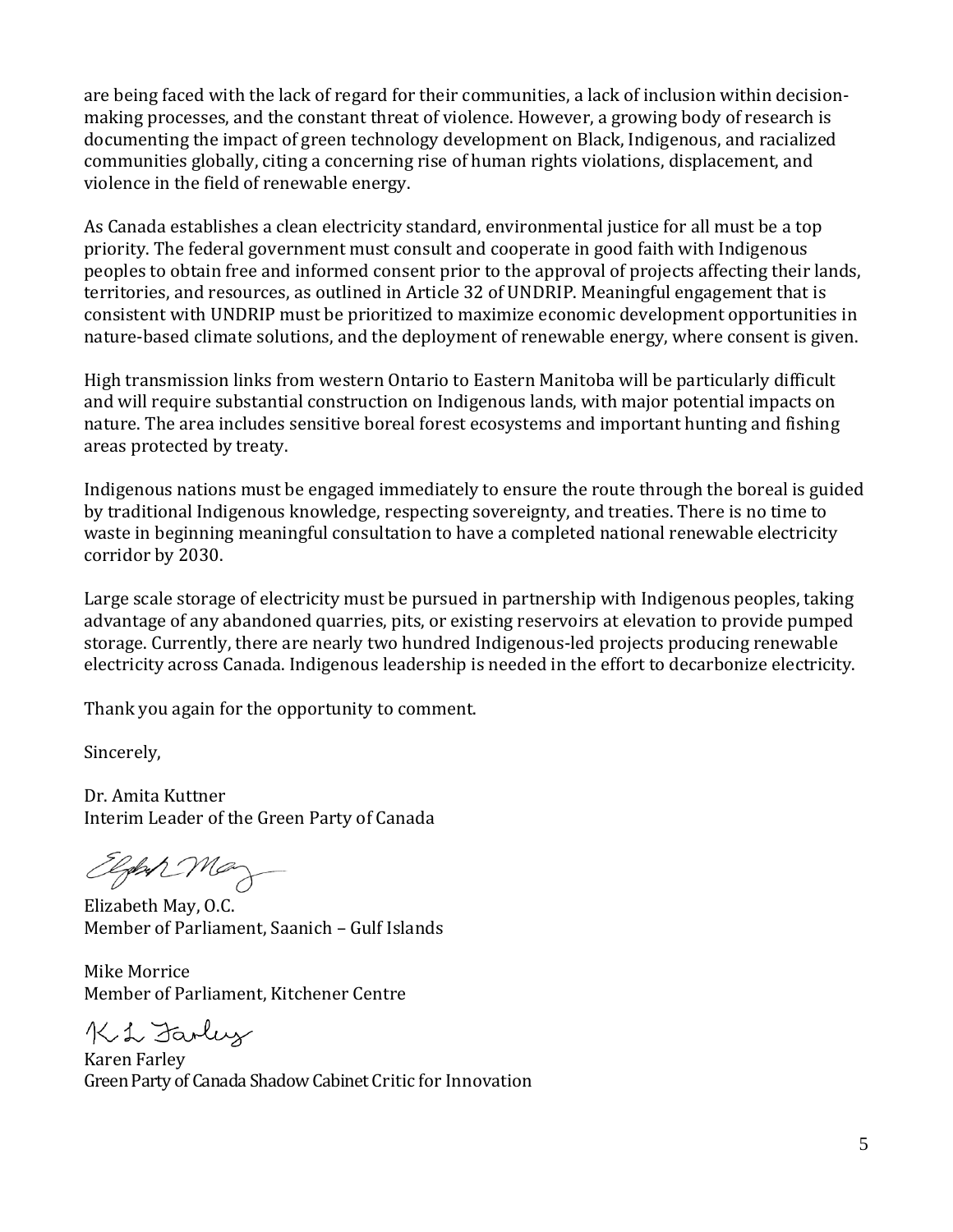are being faced with the lack of regard for their communities, a lack of inclusion within decision-making processes, and the constant threat of violence. However, a growing body of research is documenting the impact of green technology development on Black, Indigenous, and racialized communities globally, citing a concerning rise of human rights violations, displacement, and violence in the field of renewable energy.

As Canada establishes a clean electricity standard, environmental justice for all must be a top priority. The federal government must consult and cooperate in good faith with Indigenous peoples to obtain free and informed consent prior to the approval of projects affecting their lands, territories, and resources, as outlined in Article 32 of UNDRIP. Meaningful engagement that is consistent with UNDRIP must be prioritized to maximize economic development opportunities in nature-based climate solutions, and the deployment of renewable energy, where consent is given.

High transmission links from western Ontario to Eastern Manitoba will be particularly difficult and will require substantial construction on Indigenous lands, with major potential impacts on nature. The area includes sensitive boreal forest ecosystems and important hunting and fishing areas protected by treaty.

Indigenous nations must be engaged immediately to ensure the route through the boreal is guided by traditional Indigenous knowledge, respecting sovereignty, and treaties. There is no time to waste in beginning meaningful consultation to have a completed national renewable electricity corridor by 2030.

Large scale storage of electricity must be pursued in partnership with Indigenous peoples, taking advantage of any abandoned quarries, pits, or existing reservoirs at elevation to provide pumped storage. Currently, there are nearly two hundred Indigenous-led projects producing renewable electricity across Canada. Indigenous leadership is needed in the effort to decarbonize electricity.

Thank you again for the opportunity to comment.

Sincerely,

Dr. Amita Kuttner
Interim Leader of the Green Party of Canada

Elizabeth May, O.C.
Member of Parliament, Saanich – Gulf Islands

Mike Morrice
Member of Parliament, Kitchener Centre

Karen Farley
Green Party of Canada Shadow Cabinet Critic for Innovation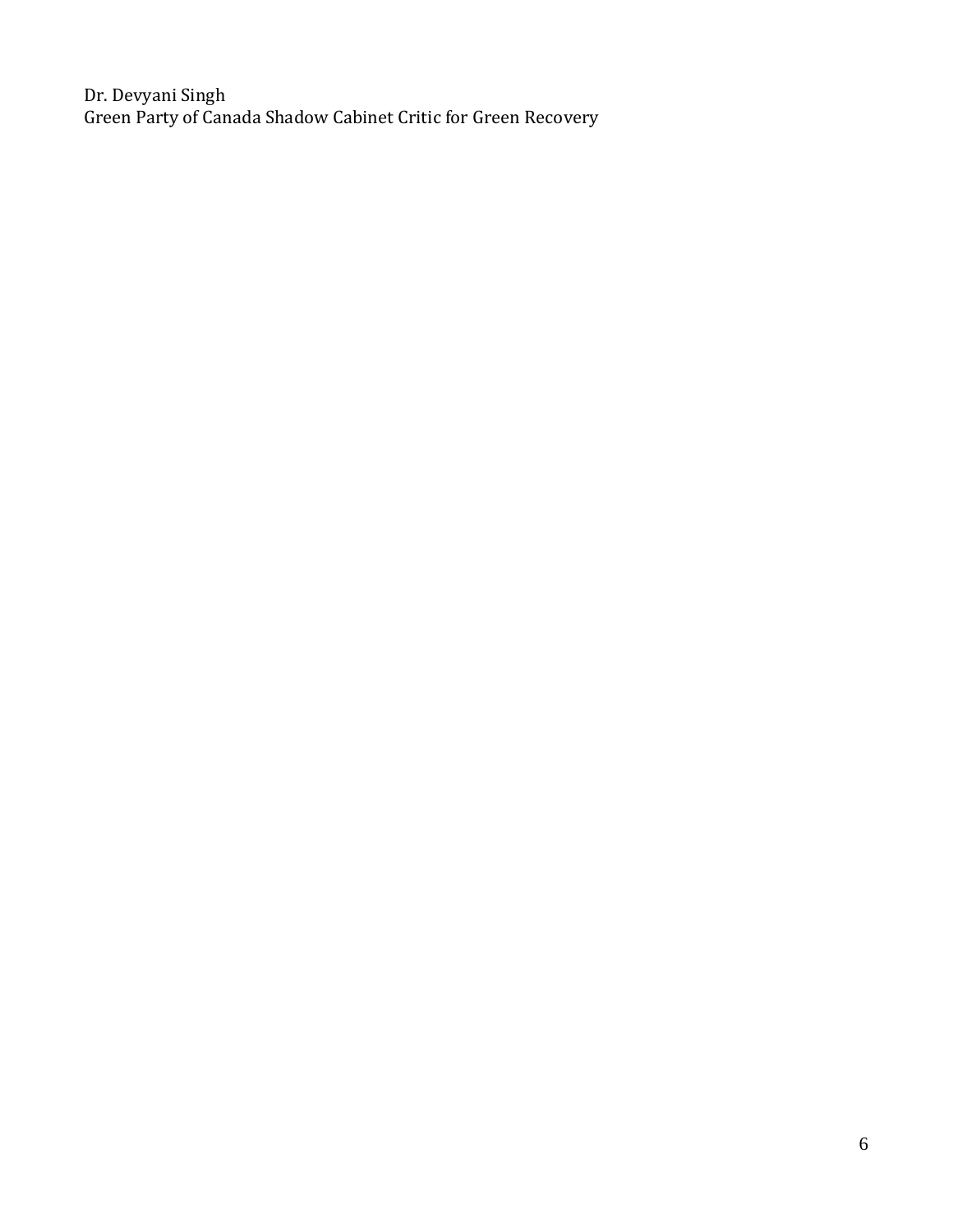Dr. Devyani Singh
Green Party of Canada Shadow Cabinet Critic for Green Recovery